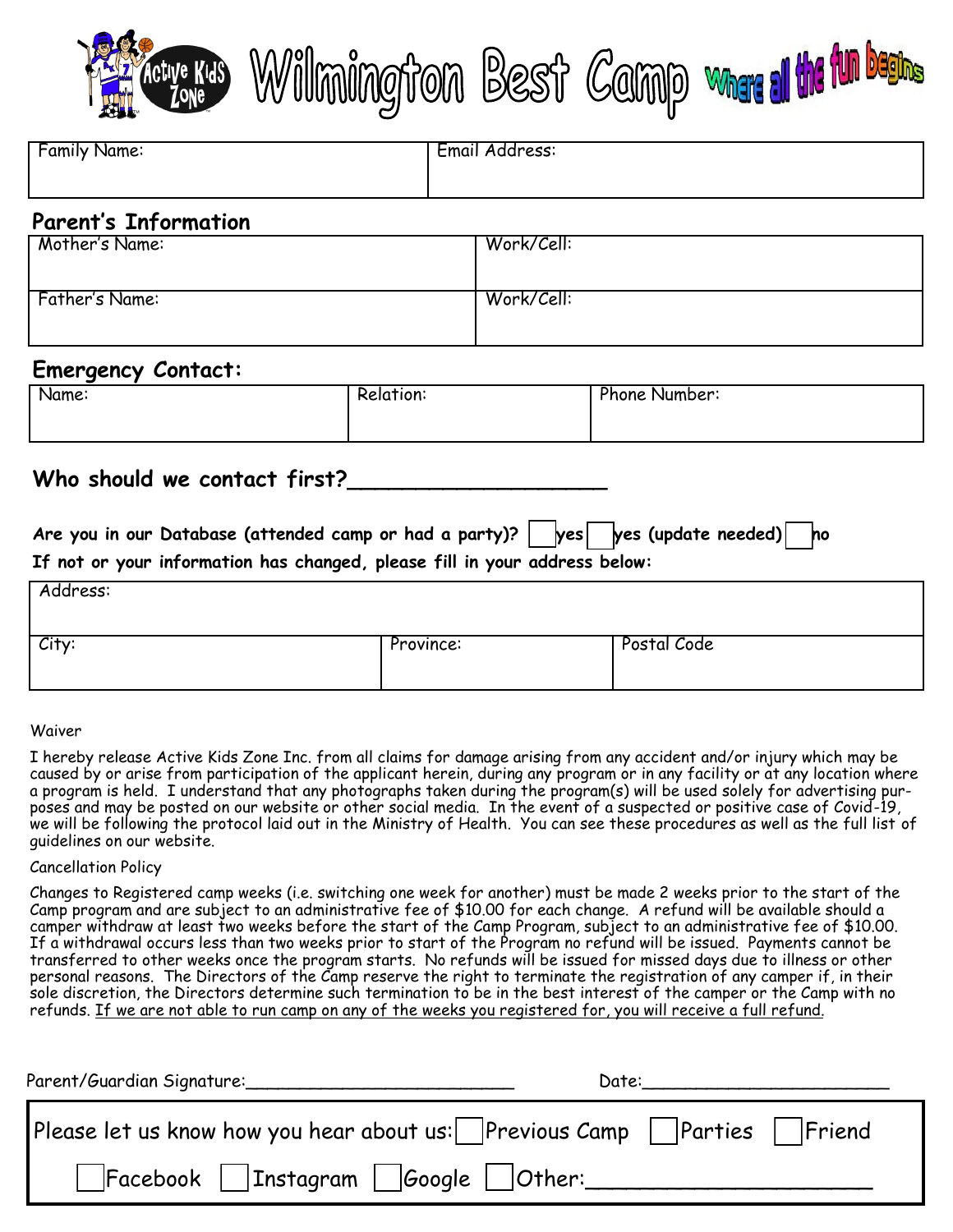# Active Kids Zone — Wilmington Best Camp — Where all the fun begins

| Family Name: | Email Address: |
|---|---|

## Parent's Information

| Mother's Name: | Work/Cell: |
|---|---|
| Father's Name: | Work/Cell: |

## Emergency Contact:

| Name: | Relation: | Phone Number: |
|---|---|---|

**Who should we contact first?\_\_\_\_\_\_\_\_\_\_\_\_\_\_\_\_\_\_\_\_**

**Are you in our Database (attended camp or had a party)?** ☐ **yes** ☐ **yes (update needed)** ☐ **no**

**If not or your information has changed, please fill in your address below:**

| Address: | | |
|---|---|---|
| City: | Province: | Postal Code |

Waiver

I hereby release Active Kids Zone Inc. from all claims for damage arising from any accident and/or injury which may be caused by or arise from participation of the applicant herein, during any program or in any facility or at any location where a program is held. I understand that any photographs taken during the program(s) will be used solely for advertising purposes and may be posted on our website or other social media. In the event of a suspected or positive case of Covid-19, we will be following the protocol laid out in the Ministry of Health. You can see these procedures as well as the full list of guidelines on our website.

Cancellation Policy

Changes to Registered camp weeks (i.e. switching one week for another) must be made 2 weeks prior to the start of the Camp program and are subject to an administrative fee of $10.00 for each change. A refund will be available should a camper withdraw at least two weeks before the start of the Camp Program, subject to an administrative fee of $10.00. If a withdrawal occurs less than two weeks prior to start of the Program no refund will be issued. Payments cannot be transferred to other weeks once the program starts. No refunds will be issued for missed days due to illness or other personal reasons. The Directors of the Camp reserve the right to terminate the registration of any camper if, in their sole discretion, the Directors determine such termination to be in the best interest of the camper or the Camp with no refunds. <u>If we are not able to run camp on any of the weeks you registered for, you will receive a full refund.</u>

Parent/Guardian Signature:\_\_\_\_\_\_\_\_\_\_\_\_\_\_\_\_\_\_\_\_\_\_\_\_\_ Date:\_\_\_\_\_\_\_\_\_\_\_\_\_\_\_\_\_\_\_\_\_\_

Please let us know how you hear about us: ☐ Previous Camp ☐ Parties ☐ Friend ☐ Facebook ☐ Instagram ☐ Google ☐ Other:\_\_\_\_\_\_\_\_\_\_\_\_\_\_\_\_\_\_\_\_\_\_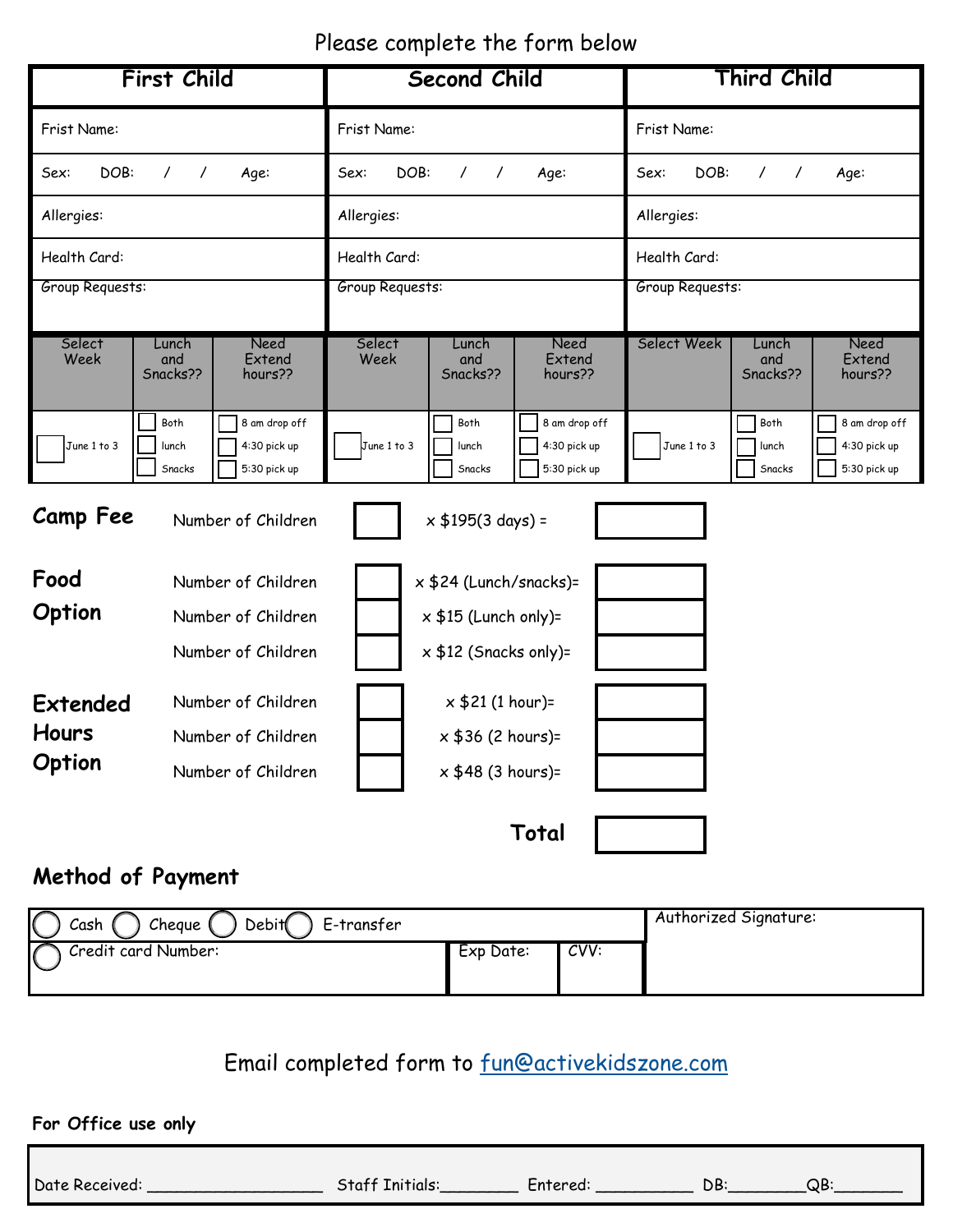Please complete the form below

| First Child | | | Second Child | | | Third Child | | |
|---|---|---|---|---|---|---|---|---|
| Frist Name: | | | Frist Name: | | | Frist Name: | | |
| Sex: DOB: / / Age: | | | Sex: DOB: / / Age: | | | Sex: DOB: / / Age: | | |
| Allergies: | | | Allergies: | | | Allergies: | | |
| Health Card: | | | Health Card: | | | Health Card: | | |
| Group Requests: | | | Group Requests: | | | Group Requests: | | |
| Select Week | Lunch and Snacks?? | Need Extend hours?? | Select Week | Lunch and Snacks?? | Need Extend hours?? | Select Week | Lunch and Snacks?? | Need Extend hours?? |
| ☐ June 1 to 3 | ☐ Both<br>☐ lunch<br>☐ Snacks | ☐ 8 am drop off<br>☐ 4:30 pick up<br>☐ 5:30 pick up | ☐ June 1 to 3 | ☐ Both<br>☐ lunch<br>☐ Snacks | ☐ 8 am drop off<br>☐ 4:30 pick up<br>☐ 5:30 pick up | ☐ June 1 to 3 | ☐ Both<br>☐ lunch<br>☐ Snacks | ☐ 8 am drop off<br>☐ 4:30 pick up<br>☐ 5:30 pick up |

| | | | | |
|---|---|---|---|---|
| **Camp Fee** | Number of Children | ☐ | x $195(3 days) = | ☐ |
| **Food Option** | Number of Children | ☐ | x $24 (Lunch/snacks)= | ☐ |
| | Number of Children | ☐ | x $15 (Lunch only)= | ☐ |
| | Number of Children | ☐ | x $12 (Snacks only)= | ☐ |
| **Extended Hours Option** | Number of Children | ☐ | x $21 (1 hour)= | ☐ |
| | Number of Children | ☐ | x $36 (2 hours)= | ☐ |
| | Number of Children | ☐ | x $48 (3 hours)= | ☐ |
| | | | **Total** | ☐ |

## Method of Payment

| | | | |
|---|---|---|---|
| ◯ Cash ◯ Cheque ◯ Debit ◯ E-transfer | | | Authorized Signature: |
| ◯ Credit card Number: | Exp Date: | CVV: | |

Email completed form to fun@activekidszone.com

**For Office use only**

Date Received: __________________ Staff Initials:________ Entered: __________ DB:________QB:_______